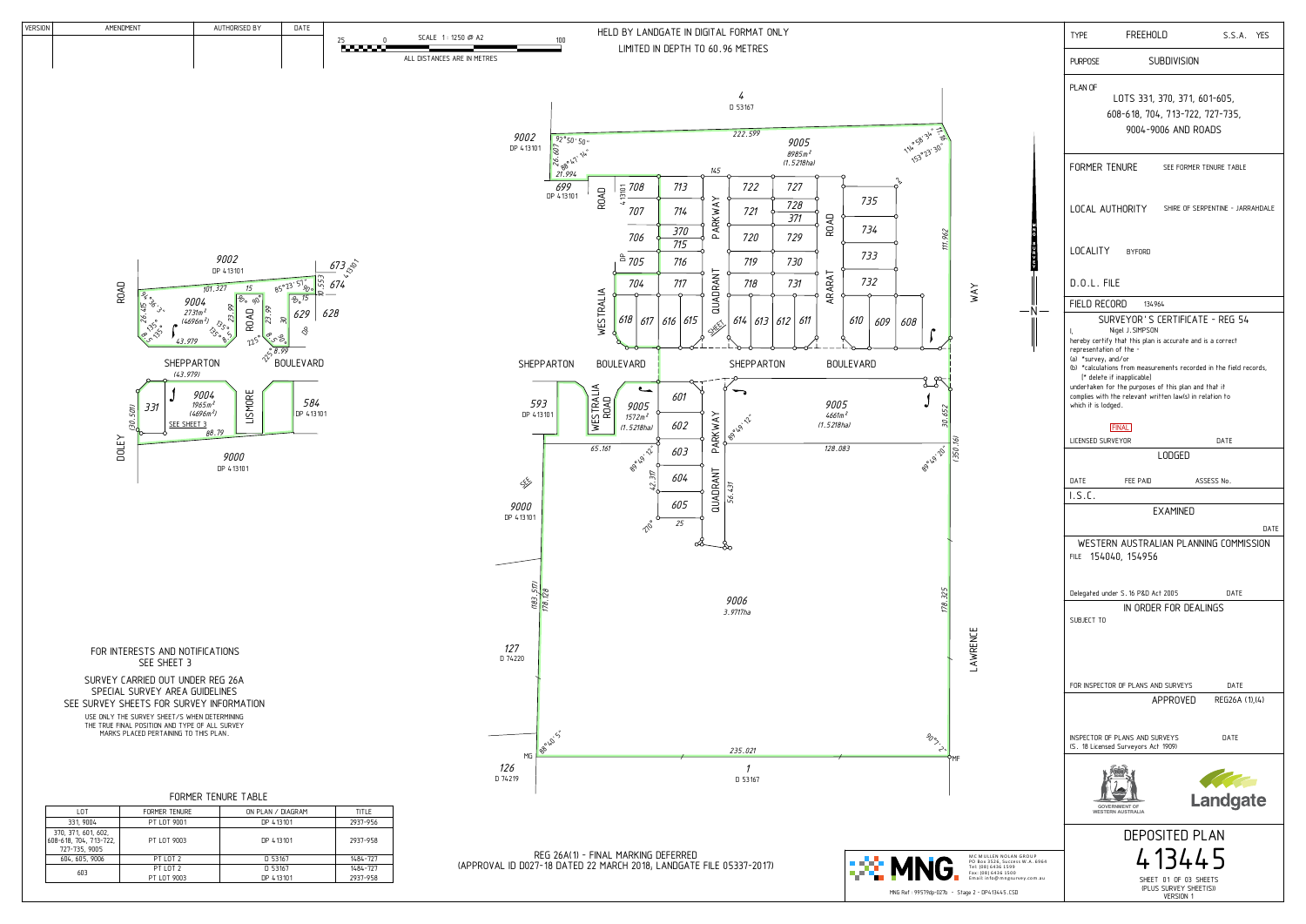| VERSION | AMENDMENT | AUTHORISED BY | DATE |
|---|---|---|---|
| | | | |

SCALE 1 : 1250 @ A2

ALL DISTANCES ARE IN METRES

HELD BY LANDGATE IN DIGITAL FORMAT ONLY

LIMITED IN DEPTH TO 60.96 METRES

| TYPE | FREEHOLD | S.S.A. YES |
|---|---|---|
| PURPOSE | SUBDIVISION | |

PLAN OF

LOTS 331, 370, 371, 601-605, 608-618, 704, 713-722, 727-735, 9004-9006 AND ROADS

FORMER TENURE SEE FORMER TENURE TABLE

LOCAL AUTHORITY SHIRE OF SERPENTINE - JARRAHDALE

LOCALITY BYFORD

D.O.L. FILE

FIELD RECORD 134964

## SURVEYOR'S CERTIFICATE - REG 54

I, Nigel J. SIMPSON

hereby certify that this plan is accurate and is a correct representation of the -

(a) *survey, and/or

(b) *calculations from measurements recorded in the field records,

(* delete if inapplicable)

undertaken for the purposes of this plan and that it complies with the relevant written law(s) in relation to which it is lodged.

FINAL

LICENSED SURVEYOR DATE

## LODGED

DATE FEE PAID ASSESS No.

I.S.C.

## EXAMINED

DATE

## WESTERN AUSTRALIAN PLANNING COMMISSION

FILE 154040, 154956

Delegated under S.16 P&D Act 2005 DATE

## IN ORDER FOR DEALINGS

SUBJECT TO

FOR INSPECTOR OF PLANS AND SURVEYS DATE

APPROVED REG26A (1),(4)

INSPECTOR OF PLANS AND SURVEYS DATE
(S. 18 Licensed Surveyors Act 1909)

GOVERNMENT OF WESTERN AUSTRALIA Landgate

# DEPOSITED PLAN 413445

SHEET 01 OF 03 SHEETS (PLUS SURVEY SHEET(S)) VERSION 1

FOR INTERESTS AND NOTIFICATIONS SEE SHEET 3

SURVEY CARRIED OUT UNDER REG 26A SPECIAL SURVEY AREA GUIDELINES SEE SURVEY SHEETS FOR SURVEY INFORMATION

USE ONLY THE SURVEY SHEET/S WHEN DETERMINING THE TRUE FINAL POSITION AND TYPE OF ALL SURVEY MARKS PLACED PERTAINING TO THIS PLAN.

### FORMER TENURE TABLE

| LOT | FORMER TENURE | ON PLAN / DIAGRAM | TITLE |
|---|---|---|---|
| 331, 9004 | PT LOT 9001 | DP 413101 | 2937-956 |
| 370, 371, 601, 602, 608-618, 704, 713-722, 727-735, 9005 | PT LOT 9003 | DP 413101 | 2937-958 |
| 604, 605, 9006 | PT LOT 2 | D 53167 | 1484-727 |
| 603 | PT LOT 2<br>PT LOT 9003 | D 53167<br>DP 413101 | 1484-727<br>2937-958 |

REG 26A(1) - FINAL MARKING DEFERRED (APPROVAL ID D027-18 DATED 22 MARCH 2018, LANDGATE FILE 05337-2017)

MCMULLEN NOLAN GROUP PO Box 3526, Success W.A. 6964 Tel: (08) 6436 1599 Fax: (08) 6436 1500 Email: info@mngsurvey.com.au

MNG Ref : 99579dp-027b - Stage 2 - DP413445.CSD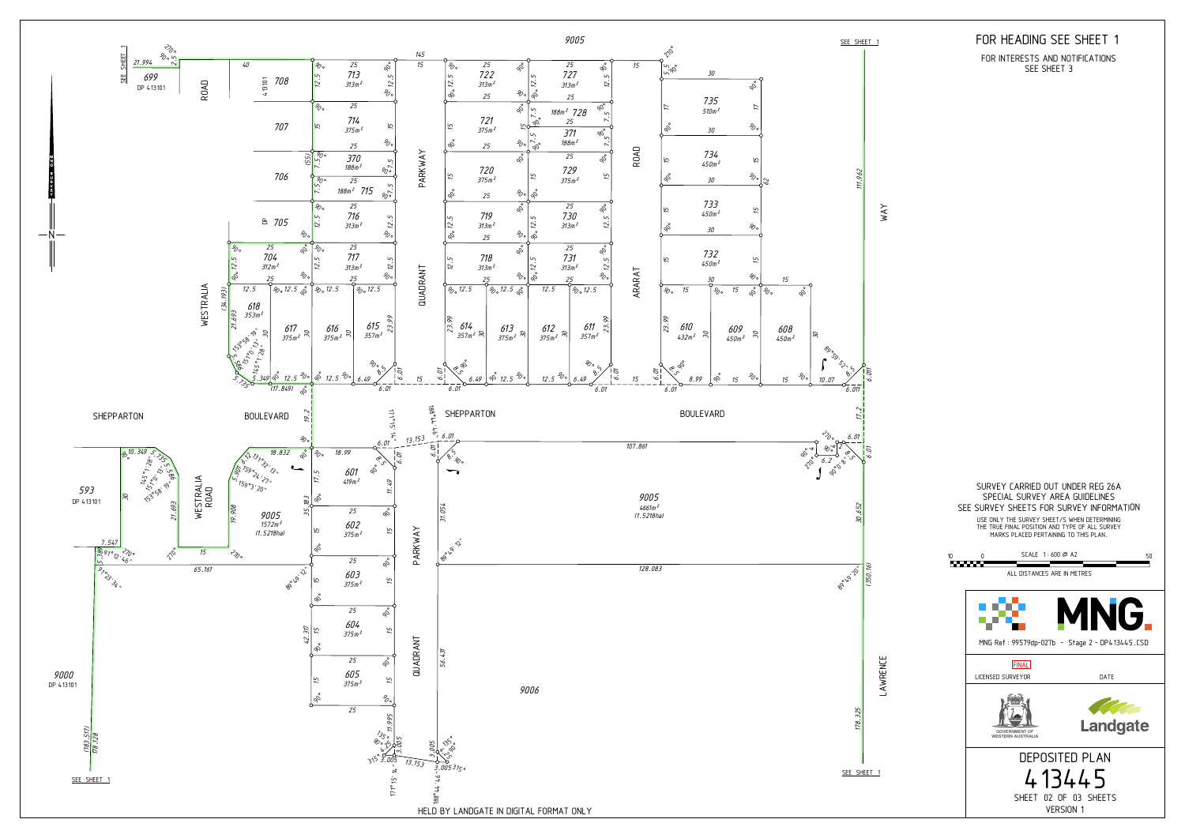# FOR HEADING SEE SHEET 1

FOR INTERESTS AND NOTIFICATIONS
SEE SHEET 3

SURVEY CARRIED OUT UNDER REG 26A
SPECIAL SURVEY AREA GUIDELINES
SEE SURVEY SHEETS FOR SURVEY INFORMATION

USE ONLY THE SURVEY SHEET/S WHEN DETERMINING THE TRUE FINAL POSITION AND TYPE OF ALL SURVEY MARKS PLACED PERTAINING TO THIS PLAN.

SCALE 1 : 600 @ A2

ALL DISTANCES ARE IN METRES

MNG Ref : 99579dp-027b - Stage 2 - DP413445.CSD

FINAL

LICENSED SURVEYOR | DATE

GOVERNMENT OF WESTERN AUSTRALIA

Landgate

## DEPOSITED PLAN
## 413445

SHEET 02 OF 03 SHEETS
VERSION 1

HELD BY LANDGATE IN DIGITAL FORMAT ONLY

| Lot | Area |
|---|---|
| 713 | 313m² |
| 714 | 375m² |
| 370 | 188m² |
| 715 | 188m² |
| 716 | 313m² |
| 717 | 313m² |
| 704 | 312m² |
| 618 | 353m² |
| 617 | 375m² |
| 616 | 375m² |
| 615 | 357m² |
| 722 | 313m² |
| 727 | 313m² |
| 721 | 375m² |
| 728 | 188m² |
| 371 | 188m² |
| 720 | 375m² |
| 729 | 375m² |
| 719 | 313m² |
| 730 | 313m² |
| 718 | 313m² |
| 731 | 313m² |
| 614 | 357m² |
| 613 | 375m² |
| 612 | 375m² |
| 611 | 357m² |
| 735 | 510m² |
| 734 | 450m² |
| 733 | 450m² |
| 732 | 450m² |
| 610 | 432m² |
| 609 | 450m² |
| 608 | 450m² |
| 601 | 419m² |
| 602 | 375m² |
| 603 | 375m² |
| 604 | 375m² |
| 605 | 375m² |
| 9005 | 1572m² (1.5218ha) |
| 9005 | 4661m² (1.5218ha) |

Roads: WESTRALIA ROAD, PARKWAY, QUADRANT, ARARAT ROAD, SHEPPARTON BOULEVARD, LAWRENCE WAY

Adjoining: 699 DP 413101; 593 DP 413101; 9000 DP 413101; 705 DP; 706; 707; 708 413101; 9005; 9006

SEE SHEET 1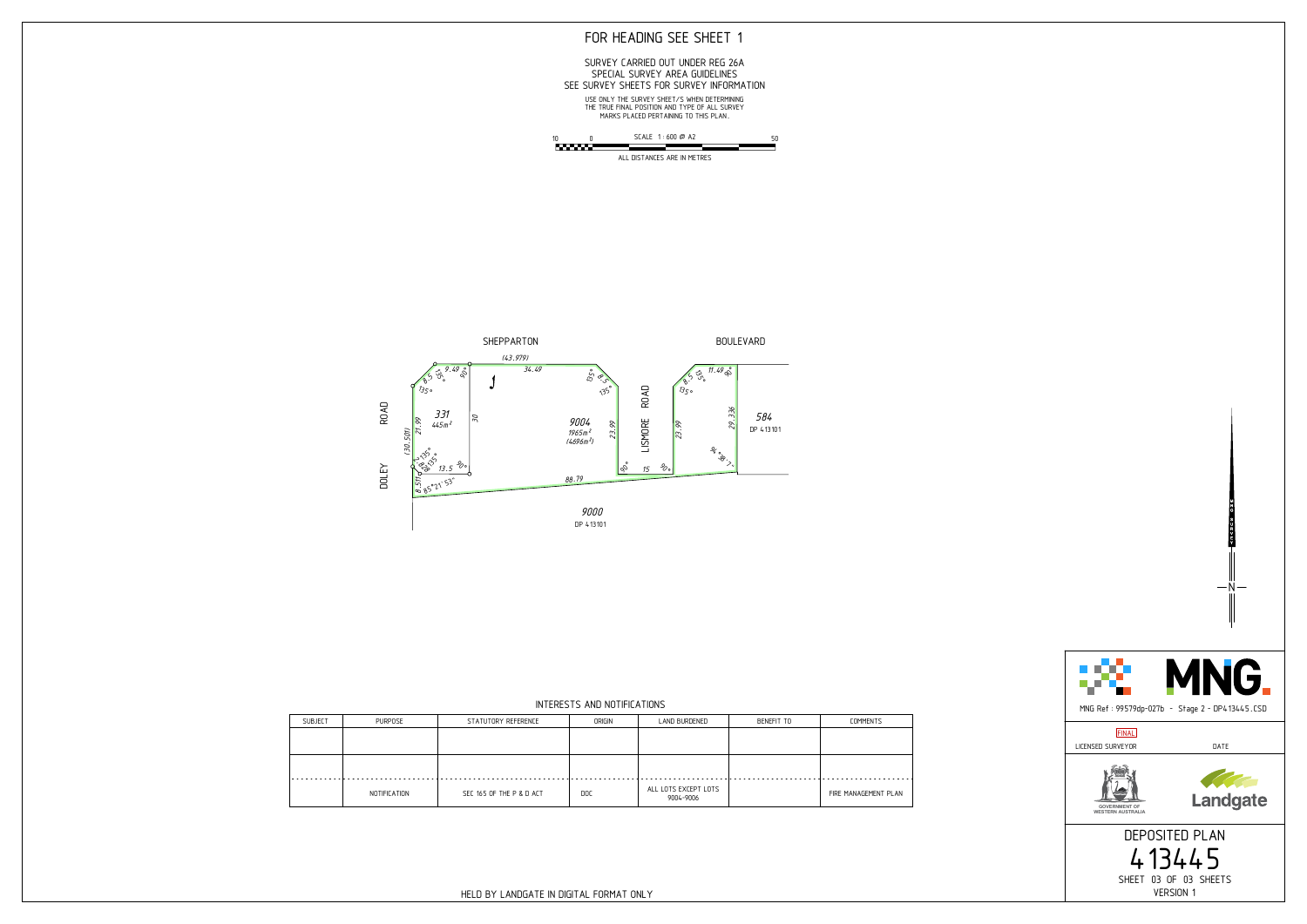# FOR HEADING SEE SHEET 1

SURVEY CARRIED OUT UNDER REG 26A
SPECIAL SURVEY AREA GUIDELINES
SEE SURVEY SHEETS FOR SURVEY INFORMATION

USE ONLY THE SURVEY SHEET/S WHEN DETERMINING THE TRUE FINAL POSITION AND TYPE OF ALL SURVEY MARKS PLACED PERTAINING TO THIS PLAN.

SCALE 1 : 600 @ A2

ALL DISTANCES ARE IN METRES

SHEPPARTON BOULEVARD

DOLEY ROAD

LISMORE ROAD

331
445m²

9004
1965m²
(4696m²)

584
DP 413101

9000
DP 413101

## INTERESTS AND NOTIFICATIONS

| SUBJECT | PURPOSE | STATUTORY REFERENCE | ORIGIN | LAND BURDENED | BENEFIT TO | COMMENTS |
|---|---|---|---|---|---|---|
| | | | | | | |
| | | | | | | |
| | NOTIFICATION | SEC 165 OF THE P & D ACT | DOC | ALL LOTS EXCEPT LOTS 9004-9006 | | FIRE MANAGEMENT PLAN |

HELD BY LANDGATE IN DIGITAL FORMAT ONLY

MNG Ref : 99579dp-027b - Stage 2 - DP413445.CSD

FINAL

LICENSED SURVEYOR DATE

GOVERNMENT OF WESTERN AUSTRALIA

Landgate

DEPOSITED PLAN
413445
SHEET 03 OF 03 SHEETS
VERSION 1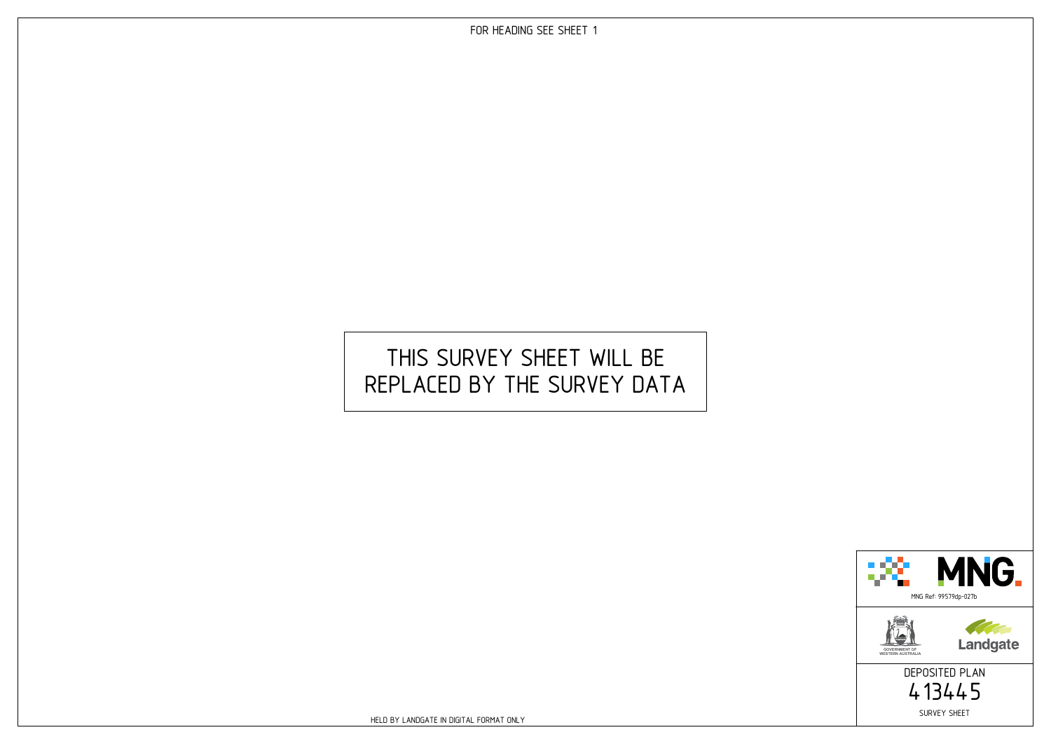FOR HEADING SEE SHEET 1

THIS SURVEY SHEET WILL BE
REPLACED BY THE SURVEY DATA

MNG.

MNG Ref: 99579dp-027b

GOVERNMENT OF
WESTERN AUSTRALIA

Landgate

DEPOSITED PLAN
413445
SURVEY SHEET

HELD BY LANDGATE IN DIGITAL FORMAT ONLY